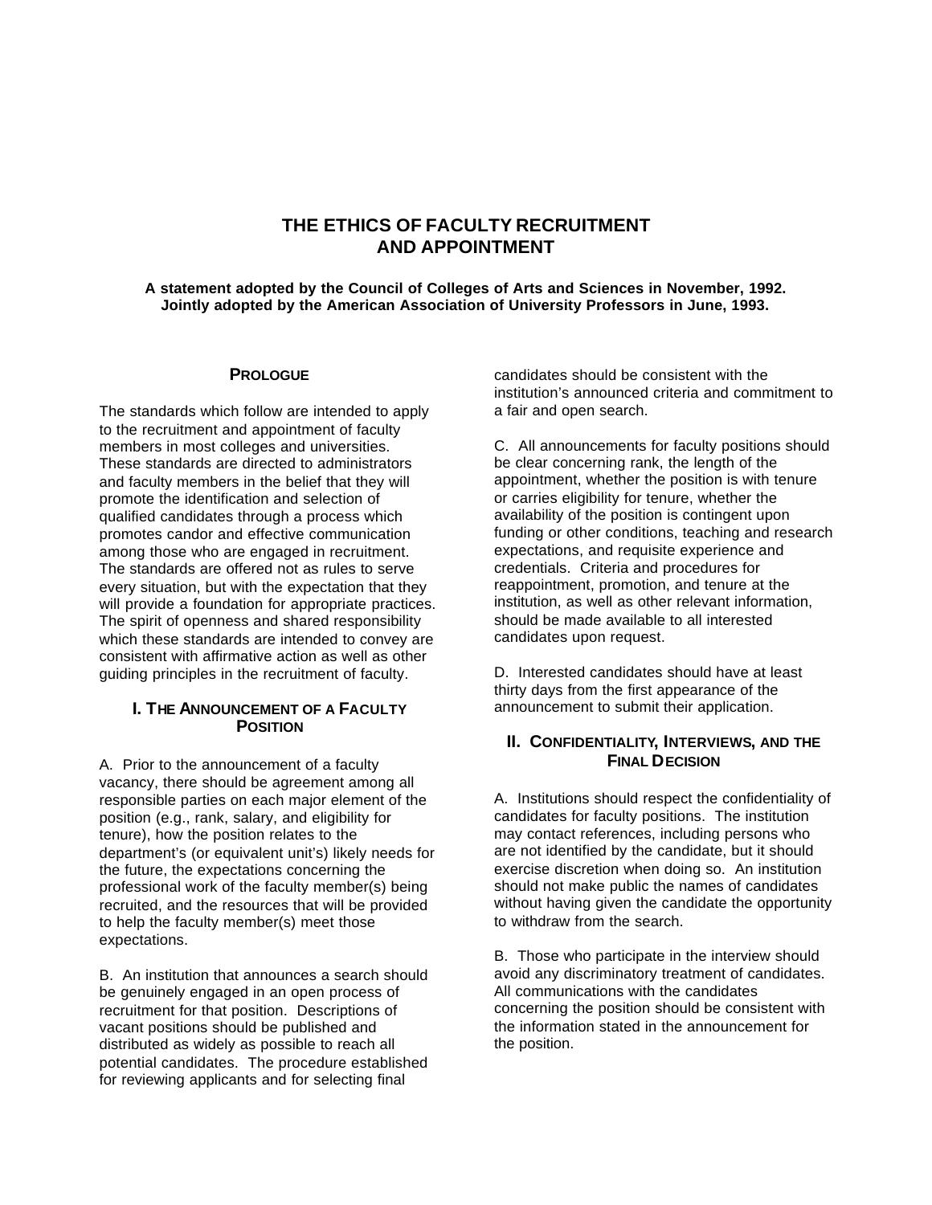# THE ETHICS OF FACULTY RECRUITMENT AND APPOINTMENT

**A statement adopted by the Council of Colleges of Arts and Sciences in November, 1992.**
**Jointly adopted by the American Association of University Professors in June, 1993.**

## PROLOGUE

The standards which follow are intended to apply to the recruitment and appointment of faculty members in most colleges and universities. These standards are directed to administrators and faculty members in the belief that they will promote the identification and selection of qualified candidates through a process which promotes candor and effective communication among those who are engaged in recruitment. The standards are offered not as rules to serve every situation, but with the expectation that they will provide a foundation for appropriate practices. The spirit of openness and shared responsibility which these standards are intended to convey are consistent with affirmative action as well as other guiding principles in the recruitment of faculty.

## I. THE ANNOUNCEMENT OF A FACULTY POSITION

A. Prior to the announcement of a faculty vacancy, there should be agreement among all responsible parties on each major element of the position (e.g., rank, salary, and eligibility for tenure), how the position relates to the department's (or equivalent unit's) likely needs for the future, the expectations concerning the professional work of the faculty member(s) being recruited, and the resources that will be provided to help the faculty member(s) meet those expectations.

B. An institution that announces a search should be genuinely engaged in an open process of recruitment for that position. Descriptions of vacant positions should be published and distributed as widely as possible to reach all potential candidates. The procedure established for reviewing applicants and for selecting final candidates should be consistent with the institution's announced criteria and commitment to a fair and open search.

C. All announcements for faculty positions should be clear concerning rank, the length of the appointment, whether the position is with tenure or carries eligibility for tenure, whether the availability of the position is contingent upon funding or other conditions, teaching and research expectations, and requisite experience and credentials. Criteria and procedures for reappointment, promotion, and tenure at the institution, as well as other relevant information, should be made available to all interested candidates upon request.

D. Interested candidates should have at least thirty days from the first appearance of the announcement to submit their application.

## II. CONFIDENTIALITY, INTERVIEWS, AND THE FINAL DECISION

A. Institutions should respect the confidentiality of candidates for faculty positions. The institution may contact references, including persons who are not identified by the candidate, but it should exercise discretion when doing so. An institution should not make public the names of candidates without having given the candidate the opportunity to withdraw from the search.

B. Those who participate in the interview should avoid any discriminatory treatment of candidates. All communications with the candidates concerning the position should be consistent with the information stated in the announcement for the position.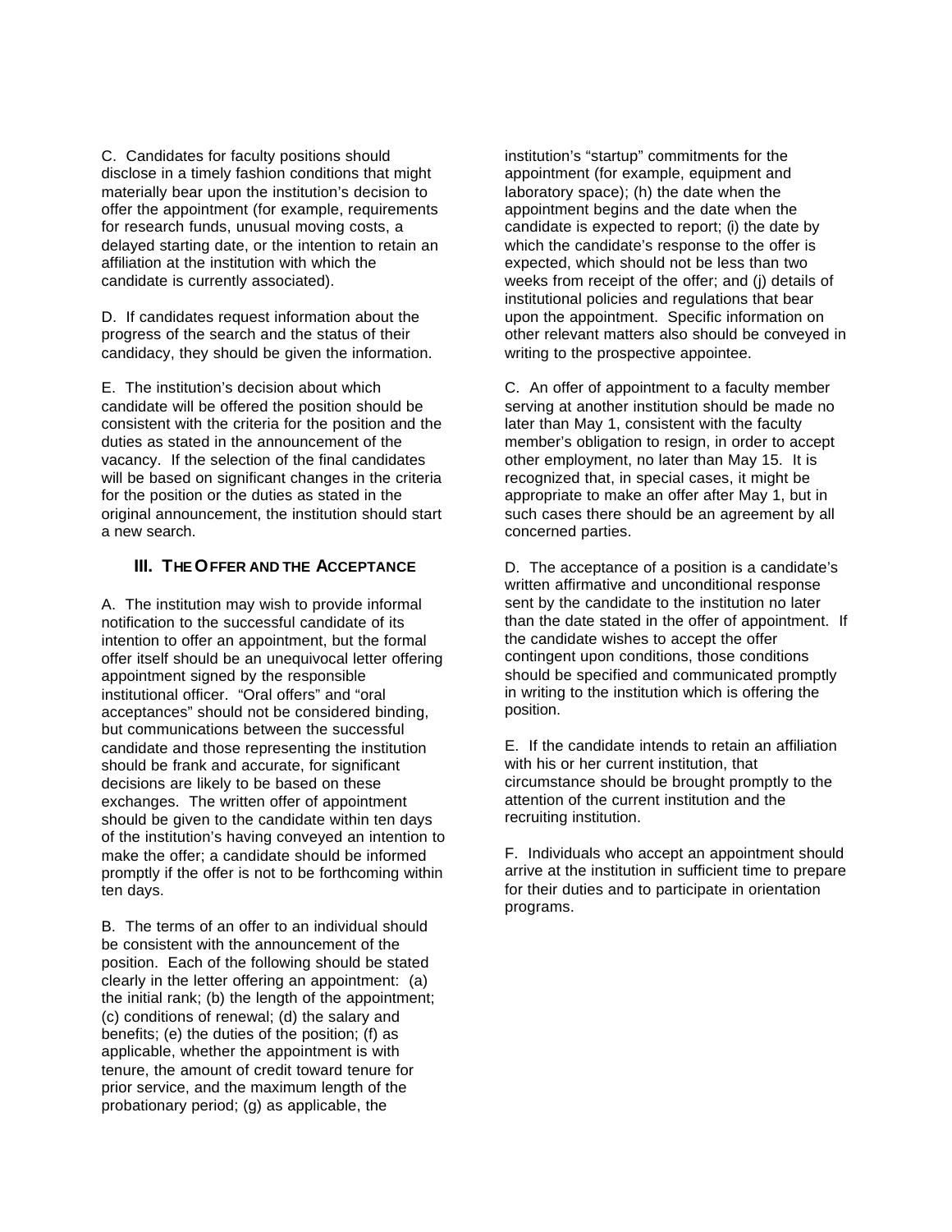C. Candidates for faculty positions should disclose in a timely fashion conditions that might materially bear upon the institution's decision to offer the appointment (for example, requirements for research funds, unusual moving costs, a delayed starting date, or the intention to retain an affiliation at the institution with which the candidate is currently associated).

D. If candidates request information about the progress of the search and the status of their candidacy, they should be given the information.

E. The institution's decision about which candidate will be offered the position should be consistent with the criteria for the position and the duties as stated in the announcement of the vacancy. If the selection of the final candidates will be based on significant changes in the criteria for the position or the duties as stated in the original announcement, the institution should start a new search.

### III. The Offer and the Acceptance

A. The institution may wish to provide informal notification to the successful candidate of its intention to offer an appointment, but the formal offer itself should be an unequivocal letter offering appointment signed by the responsible institutional officer. "Oral offers" and "oral acceptances" should not be considered binding, but communications between the successful candidate and those representing the institution should be frank and accurate, for significant decisions are likely to be based on these exchanges. The written offer of appointment should be given to the candidate within ten days of the institution's having conveyed an intention to make the offer; a candidate should be informed promptly if the offer is not to be forthcoming within ten days.

B. The terms of an offer to an individual should be consistent with the announcement of the position. Each of the following should be stated clearly in the letter offering an appointment: (a) the initial rank; (b) the length of the appointment; (c) conditions of renewal; (d) the salary and benefits; (e) the duties of the position; (f) as applicable, whether the appointment is with tenure, the amount of credit toward tenure for prior service, and the maximum length of the probationary period; (g) as applicable, the institution's "startup" commitments for the appointment (for example, equipment and laboratory space); (h) the date when the appointment begins and the date when the candidate is expected to report; (i) the date by which the candidate's response to the offer is expected, which should not be less than two weeks from receipt of the offer; and (j) details of institutional policies and regulations that bear upon the appointment. Specific information on other relevant matters also should be conveyed in writing to the prospective appointee.

C. An offer of appointment to a faculty member serving at another institution should be made no later than May 1, consistent with the faculty member's obligation to resign, in order to accept other employment, no later than May 15. It is recognized that, in special cases, it might be appropriate to make an offer after May 1, but in such cases there should be an agreement by all concerned parties.

D. The acceptance of a position is a candidate's written affirmative and unconditional response sent by the candidate to the institution no later than the date stated in the offer of appointment. If the candidate wishes to accept the offer contingent upon conditions, those conditions should be specified and communicated promptly in writing to the institution which is offering the position.

E. If the candidate intends to retain an affiliation with his or her current institution, that circumstance should be brought promptly to the attention of the current institution and the recruiting institution.

F. Individuals who accept an appointment should arrive at the institution in sufficient time to prepare for their duties and to participate in orientation programs.